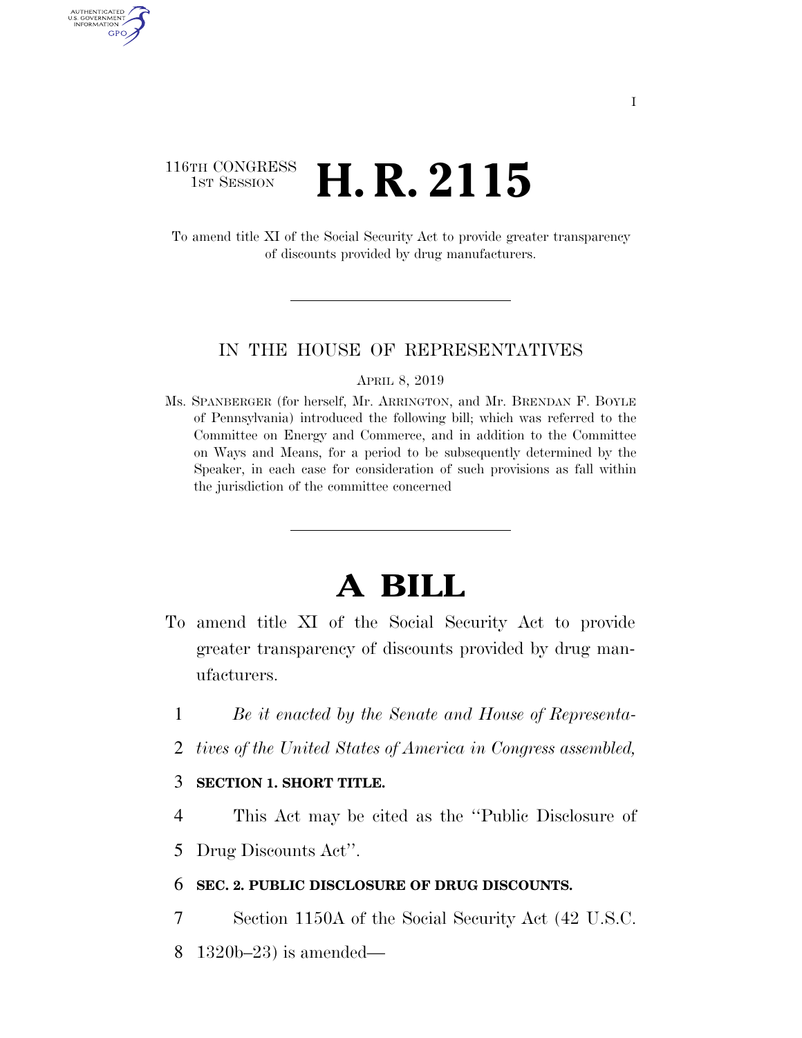116TH CONGRESS
1ST SESSION

# H. R. 2115

To amend title XI of the Social Security Act to provide greater transparency of discounts provided by drug manufacturers.

IN THE HOUSE OF REPRESENTATIVES

APRIL 8, 2019

Ms. SPANBERGER (for herself, Mr. ARRINGTON, and Mr. BRENDAN F. BOYLE of Pennsylvania) introduced the following bill; which was referred to the Committee on Energy and Commerce, and in addition to the Committee on Ways and Means, for a period to be subsequently determined by the Speaker, in each case for consideration of such provisions as fall within the jurisdiction of the committee concerned

# A BILL

To amend title XI of the Social Security Act to provide greater transparency of discounts provided by drug manufacturers.

1 *Be it enacted by the Senate and House of Representa-*
2 *tives of the United States of America in Congress assembled,*

3 **SECTION 1. SHORT TITLE.**

4 This Act may be cited as the ''Public Disclosure of
5 Drug Discounts Act''.

6 **SEC. 2. PUBLIC DISCLOSURE OF DRUG DISCOUNTS.**

7 Section 1150A of the Social Security Act (42 U.S.C.
8 1320b–23) is amended—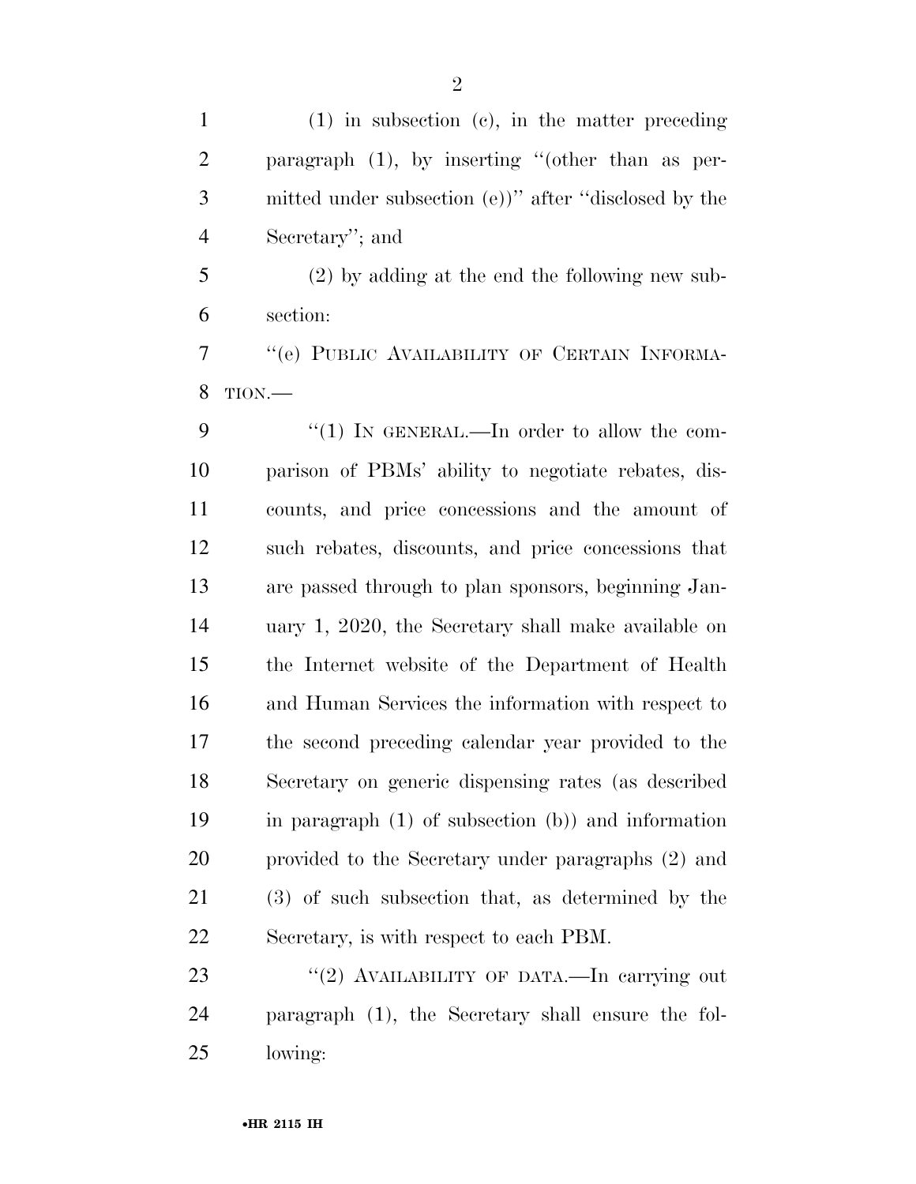(1) in subsection (c), in the matter preceding paragraph (1), by inserting "(other than as permitted under subsection (e))" after "disclosed by the Secretary"; and

(2) by adding at the end the following new subsection:

"(e) PUBLIC AVAILABILITY OF CERTAIN INFORMATION.—

"(1) IN GENERAL.—In order to allow the comparison of PBMs' ability to negotiate rebates, discounts, and price concessions and the amount of such rebates, discounts, and price concessions that are passed through to plan sponsors, beginning January 1, 2020, the Secretary shall make available on the Internet website of the Department of Health and Human Services the information with respect to the second preceding calendar year provided to the Secretary on generic dispensing rates (as described in paragraph (1) of subsection (b)) and information provided to the Secretary under paragraphs (2) and (3) of such subsection that, as determined by the Secretary, is with respect to each PBM.

"(2) AVAILABILITY OF DATA.—In carrying out paragraph (1), the Secretary shall ensure the following: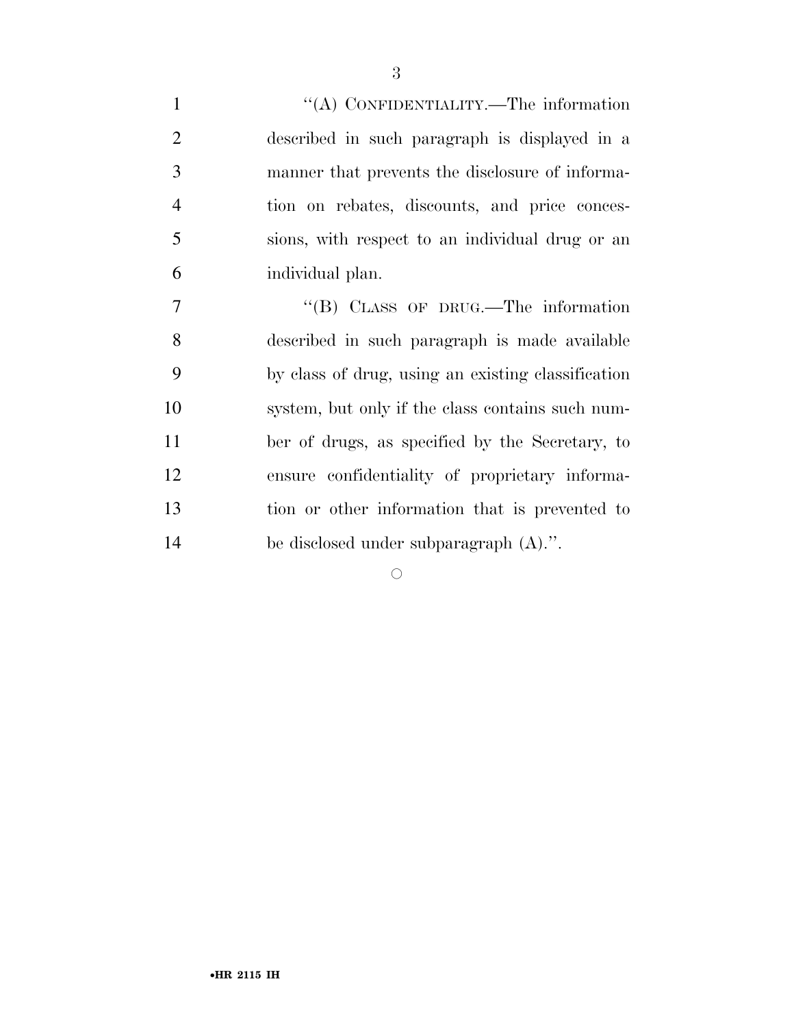"(A) CONFIDENTIALITY.—The information described in such paragraph is displayed in a manner that prevents the disclosure of information on rebates, discounts, and price concessions, with respect to an individual drug or an individual plan.

"(B) CLASS OF DRUG.—The information described in such paragraph is made available by class of drug, using an existing classification system, but only if the class contains such number of drugs, as specified by the Secretary, to ensure confidentiality of proprietary information or other information that is prevented to be disclosed under subparagraph (A).".

○